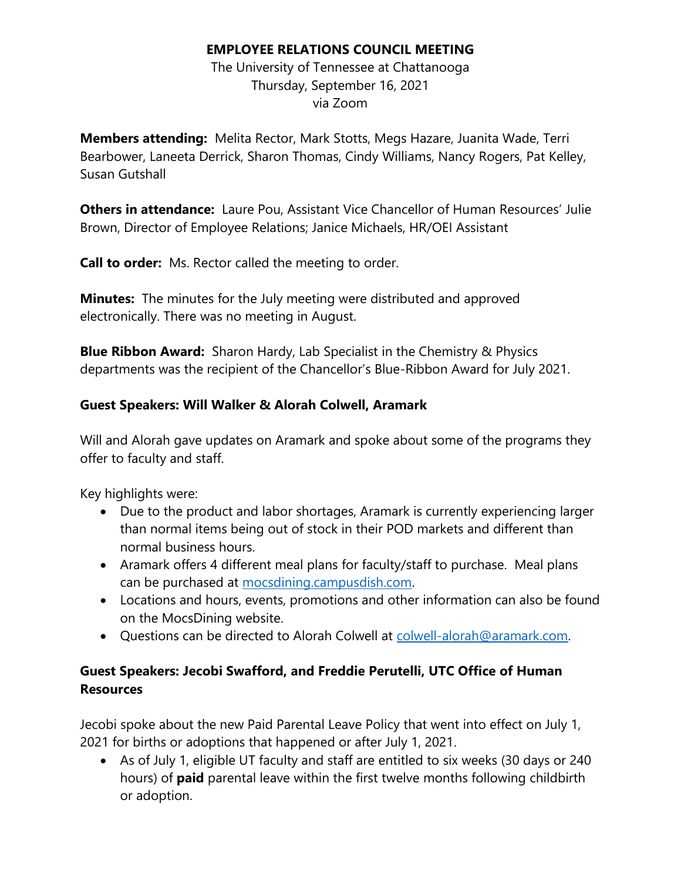# EMPLOYEE RELATIONS COUNCIL MEETING

The University of Tennessee at Chattanooga
Thursday, September 16, 2021
via Zoom

**Members attending:** Melita Rector, Mark Stotts, Megs Hazare, Juanita Wade, Terri Bearbower, Laneeta Derrick, Sharon Thomas, Cindy Williams, Nancy Rogers, Pat Kelley, Susan Gutshall

**Others in attendance:** Laure Pou, Assistant Vice Chancellor of Human Resources' Julie Brown, Director of Employee Relations; Janice Michaels, HR/OEI Assistant

**Call to order:** Ms. Rector called the meeting to order.

**Minutes:** The minutes for the July meeting were distributed and approved electronically. There was no meeting in August.

**Blue Ribbon Award:** Sharon Hardy, Lab Specialist in the Chemistry & Physics departments was the recipient of the Chancellor's Blue-Ribbon Award for July 2021.

### Guest Speakers: Will Walker & Alorah Colwell, Aramark

Will and Alorah gave updates on Aramark and spoke about some of the programs they offer to faculty and staff.

Key highlights were:

- Due to the product and labor shortages, Aramark is currently experiencing larger than normal items being out of stock in their POD markets and different than normal business hours.
- Aramark offers 4 different meal plans for faculty/staff to purchase. Meal plans can be purchased at [mocsdining.campusdish.com](mocsdining.campusdish.com).
- Locations and hours, events, promotions and other information can also be found on the MocsDining website.
- Questions can be directed to Alorah Colwell at [colwell-alorah@aramark.com](mailto:colwell-alorah@aramark.com).

### Guest Speakers: Jecobi Swafford, and Freddie Perutelli, UTC Office of Human Resources

Jecobi spoke about the new Paid Parental Leave Policy that went into effect on July 1, 2021 for births or adoptions that happened or after July 1, 2021.

- As of July 1, eligible UT faculty and staff are entitled to six weeks (30 days or 240 hours) of **paid** parental leave within the first twelve months following childbirth or adoption.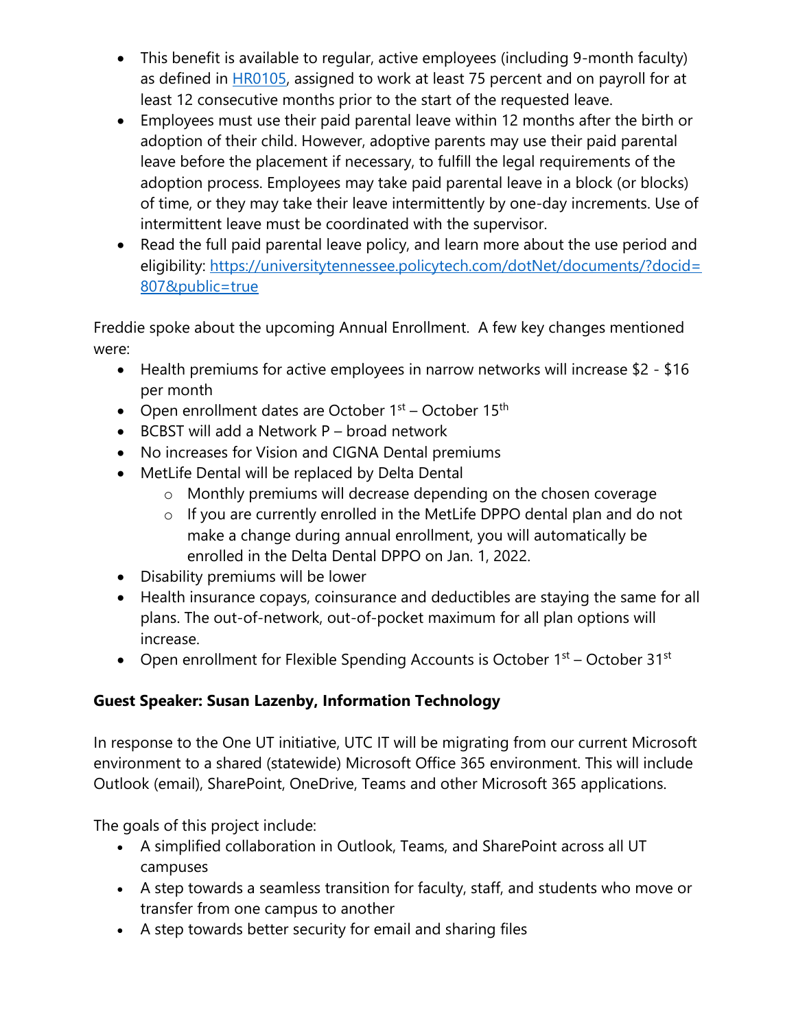- This benefit is available to regular, active employees (including 9-month faculty) as defined in [HR0105](HR0105), assigned to work at least 75 percent and on payroll for at least 12 consecutive months prior to the start of the requested leave.
- Employees must use their paid parental leave within 12 months after the birth or adoption of their child. However, adoptive parents may use their paid parental leave before the placement if necessary, to fulfill the legal requirements of the adoption process. Employees may take paid parental leave in a block (or blocks) of time, or they may take their leave intermittently by one-day increments. Use of intermittent leave must be coordinated with the supervisor.
- Read the full paid parental leave policy, and learn more about the use period and eligibility: https://universitytennessee.policytech.com/dotNet/documents/?docid=807&public=true

Freddie spoke about the upcoming Annual Enrollment. A few key changes mentioned were:

- Health premiums for active employees in narrow networks will increase $2 - $16 per month
- Open enrollment dates are October 1st – October 15th
- BCBST will add a Network P – broad network
- No increases for Vision and CIGNA Dental premiums
- MetLife Dental will be replaced by Delta Dental
  - Monthly premiums will decrease depending on the chosen coverage
  - If you are currently enrolled in the MetLife DPPO dental plan and do not make a change during annual enrollment, you will automatically be enrolled in the Delta Dental DPPO on Jan. 1, 2022.
- Disability premiums will be lower
- Health insurance copays, coinsurance and deductibles are staying the same for all plans. The out-of-network, out-of-pocket maximum for all plan options will increase.
- Open enrollment for Flexible Spending Accounts is October 1st – October 31st

**Guest Speaker: Susan Lazenby, Information Technology**

In response to the One UT initiative, UTC IT will be migrating from our current Microsoft environment to a shared (statewide) Microsoft Office 365 environment. This will include Outlook (email), SharePoint, OneDrive, Teams and other Microsoft 365 applications.

The goals of this project include:

- A simplified collaboration in Outlook, Teams, and SharePoint across all UT campuses
- A step towards a seamless transition for faculty, staff, and students who move or transfer from one campus to another
- A step towards better security for email and sharing files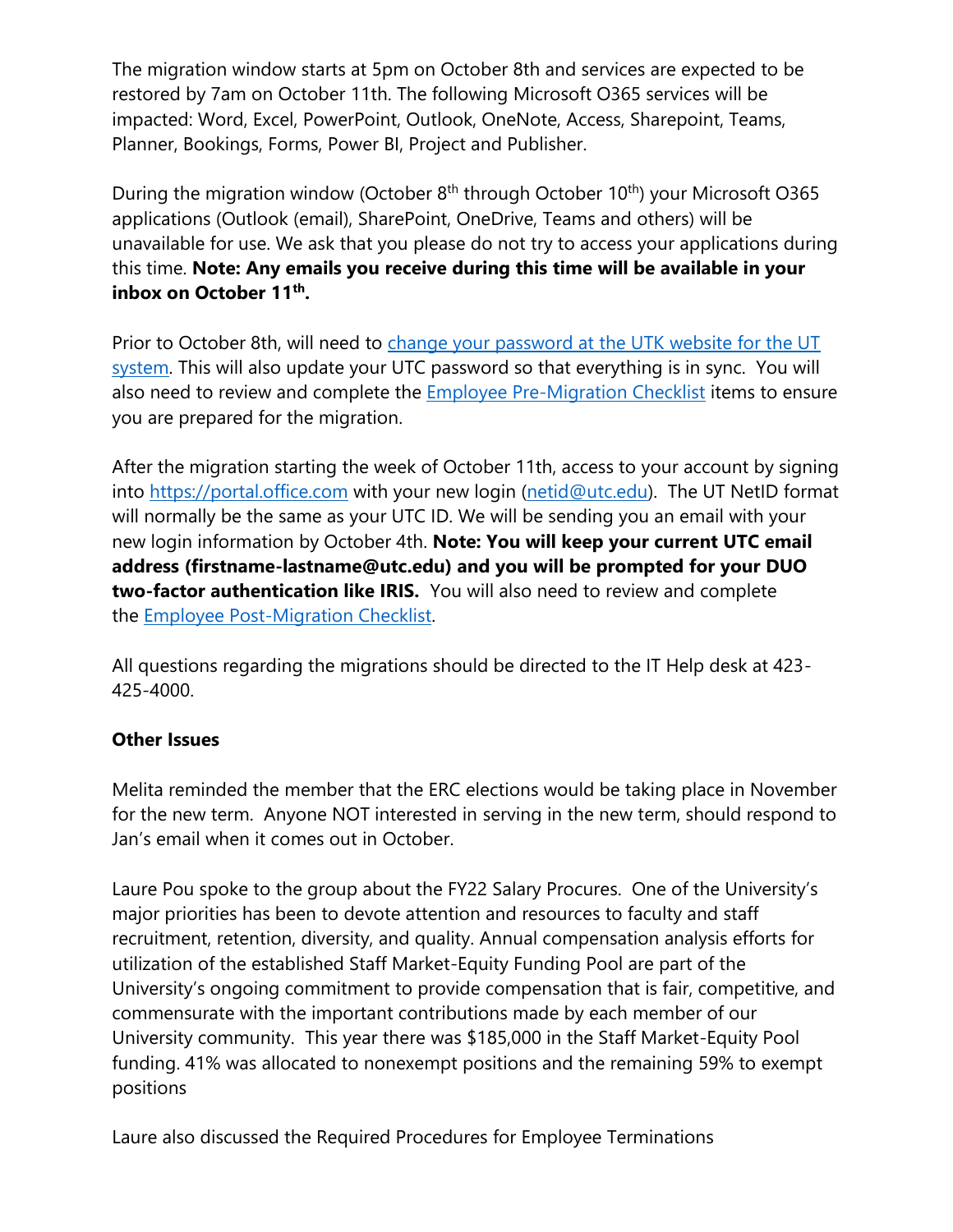The migration window starts at 5pm on October 8th and services are expected to be restored by 7am on October 11th. The following Microsoft O365 services will be impacted: Word, Excel, PowerPoint, Outlook, OneNote, Access, Sharepoint, Teams, Planner, Bookings, Forms, Power BI, Project and Publisher.

During the migration window (October 8th through October 10th) your Microsoft O365 applications (Outlook (email), SharePoint, OneDrive, Teams and others) will be unavailable for use. We ask that you please do not try to access your applications during this time. **Note: Any emails you receive during this time will be available in your inbox on October 11th.**

Prior to October 8th, will need to change your password at the UTK website for the UT system. This will also update your UTC password so that everything is in sync. You will also need to review and complete the Employee Pre-Migration Checklist items to ensure you are prepared for the migration.

After the migration starting the week of October 11th, access to your account by signing into https://portal.office.com with your new login (netid@utc.edu). The UT NetID format will normally be the same as your UTC ID. We will be sending you an email with your new login information by October 4th. **Note: You will keep your current UTC email address (firstname-lastname@utc.edu) and you will be prompted for your DUO two-factor authentication like IRIS.** You will also need to review and complete the Employee Post-Migration Checklist.

All questions regarding the migrations should be directed to the IT Help desk at 423-425-4000.

**Other Issues**

Melita reminded the member that the ERC elections would be taking place in November for the new term. Anyone NOT interested in serving in the new term, should respond to Jan's email when it comes out in October.

Laure Pou spoke to the group about the FY22 Salary Procures. One of the University's major priorities has been to devote attention and resources to faculty and staff recruitment, retention, diversity, and quality. Annual compensation analysis efforts for utilization of the established Staff Market-Equity Funding Pool are part of the University's ongoing commitment to provide compensation that is fair, competitive, and commensurate with the important contributions made by each member of our University community. This year there was $185,000 in the Staff Market-Equity Pool funding. 41% was allocated to nonexempt positions and the remaining 59% to exempt positions

Laure also discussed the Required Procedures for Employee Terminations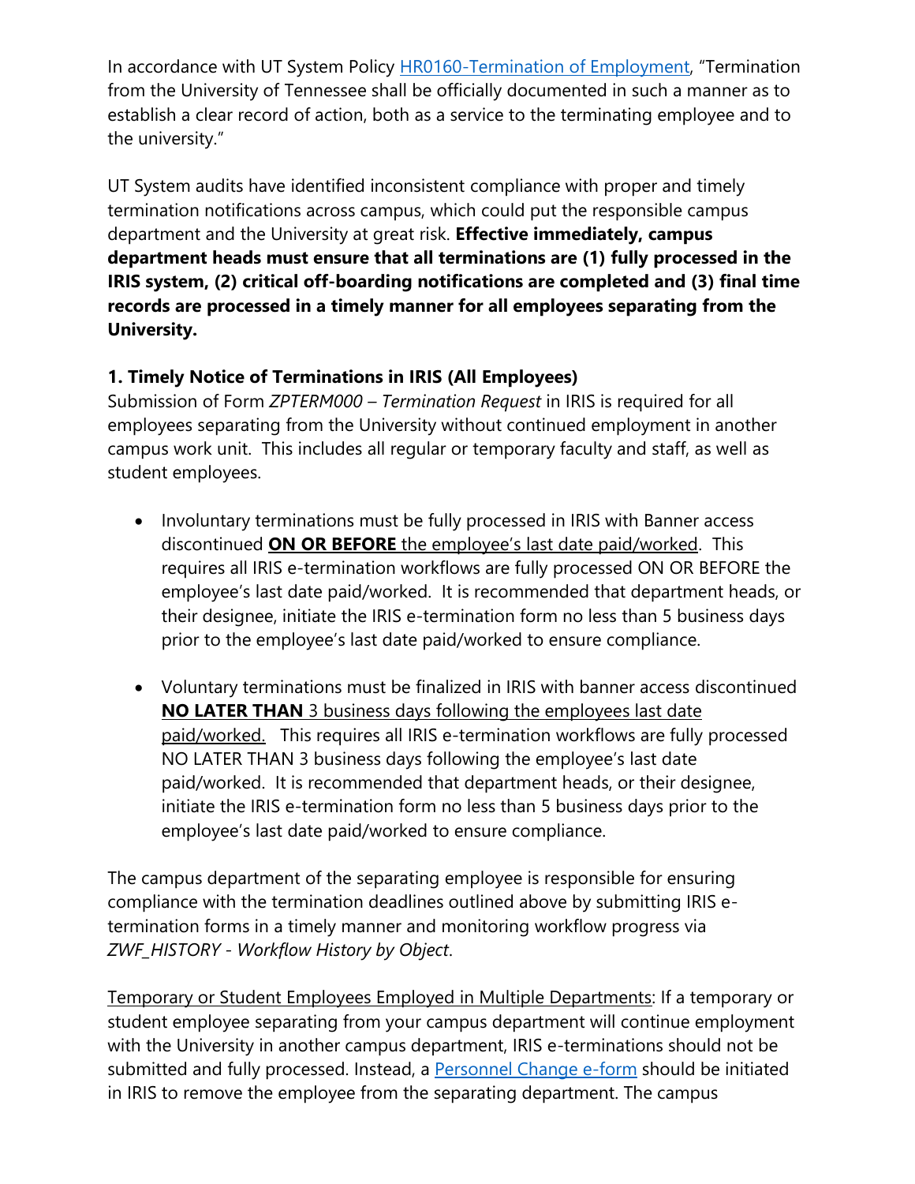In accordance with UT System Policy [HR0160-Termination of Employment](), "Termination from the University of Tennessee shall be officially documented in such a manner as to establish a clear record of action, both as a service to the terminating employee and to the university."

UT System audits have identified inconsistent compliance with proper and timely termination notifications across campus, which could put the responsible campus department and the University at great risk. **Effective immediately, campus department heads must ensure that all terminations are (1) fully processed in the IRIS system, (2) critical off-boarding notifications are completed and (3) final time records are processed in a timely manner for all employees separating from the University.**

**1. Timely Notice of Terminations in IRIS (All Employees)**
Submission of Form *ZPTERM000 – Termination Request* in IRIS is required for all employees separating from the University without continued employment in another campus work unit. This includes all regular or temporary faculty and staff, as well as student employees.

- Involuntary terminations must be fully processed in IRIS with Banner access discontinued <u>**ON OR BEFORE** the employee's last date paid/worked</u>. This requires all IRIS e-termination workflows are fully processed ON OR BEFORE the employee's last date paid/worked. It is recommended that department heads, or their designee, initiate the IRIS e-termination form no less than 5 business days prior to the employee's last date paid/worked to ensure compliance.

- Voluntary terminations must be finalized in IRIS with banner access discontinued <u>**NO LATER THAN** 3 business days following the employees last date paid/worked.</u> This requires all IRIS e-termination workflows are fully processed NO LATER THAN 3 business days following the employee's last date paid/worked. It is recommended that department heads, or their designee, initiate the IRIS e-termination form no less than 5 business days prior to the employee's last date paid/worked to ensure compliance.

The campus department of the separating employee is responsible for ensuring compliance with the termination deadlines outlined above by submitting IRIS e-termination forms in a timely manner and monitoring workflow progress via *ZWF_HISTORY - Workflow History by Object*.

<u>Temporary or Student Employees Employed in Multiple Departments</u>: If a temporary or student employee separating from your campus department will continue employment with the University in another campus department, IRIS e-terminations should not be submitted and fully processed. Instead, a [Personnel Change e-form]() should be initiated in IRIS to remove the employee from the separating department. The campus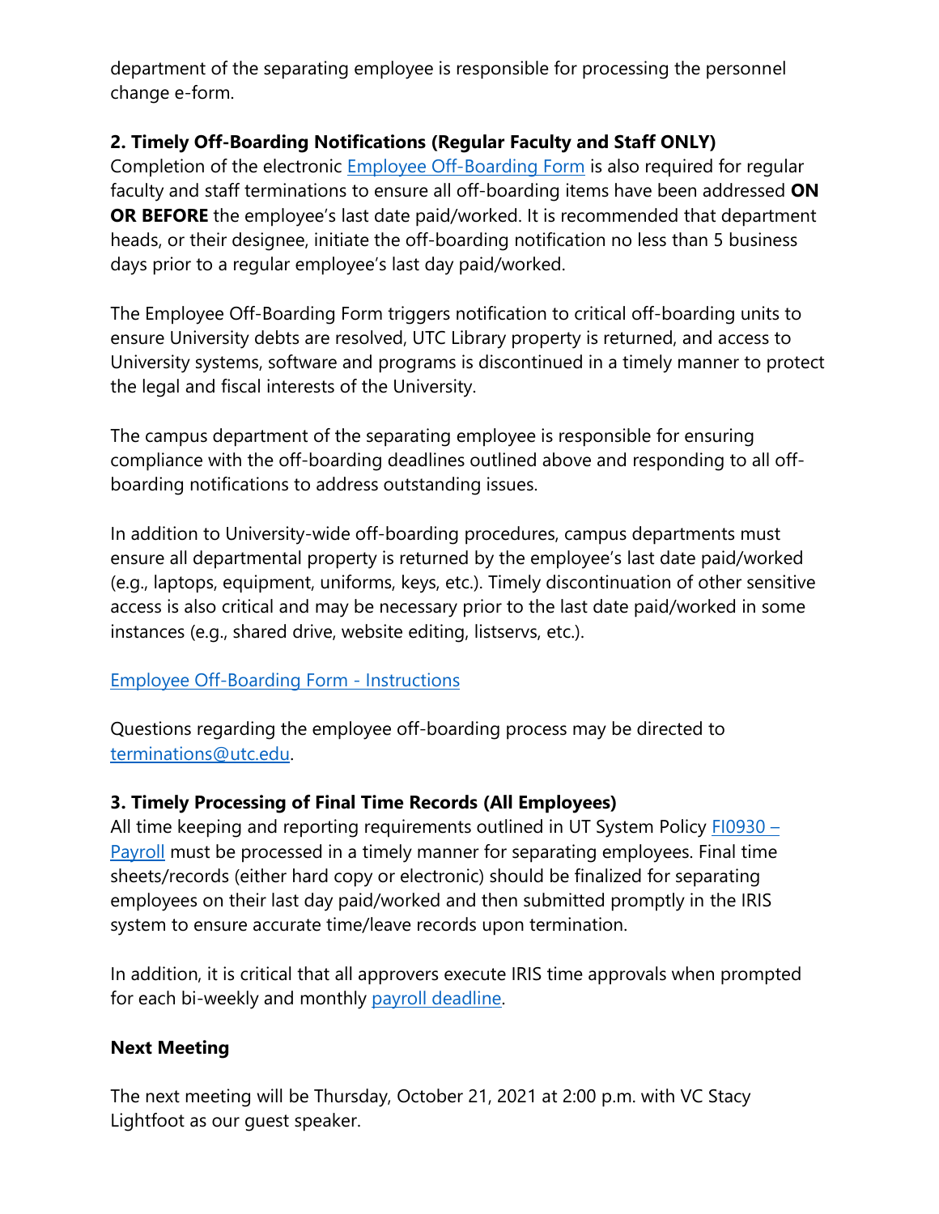department of the separating employee is responsible for processing the personnel change e-form.

**2. Timely Off-Boarding Notifications (Regular Faculty and Staff ONLY)**
Completion of the electronic Employee Off-Boarding Form is also required for regular faculty and staff terminations to ensure all off-boarding items have been addressed **ON OR BEFORE** the employee's last date paid/worked. It is recommended that department heads, or their designee, initiate the off-boarding notification no less than 5 business days prior to a regular employee's last day paid/worked.

The Employee Off-Boarding Form triggers notification to critical off-boarding units to ensure University debts are resolved, UTC Library property is returned, and access to University systems, software and programs is discontinued in a timely manner to protect the legal and fiscal interests of the University.

The campus department of the separating employee is responsible for ensuring compliance with the off-boarding deadlines outlined above and responding to all off-boarding notifications to address outstanding issues.

In addition to University-wide off-boarding procedures, campus departments must ensure all departmental property is returned by the employee's last date paid/worked (e.g., laptops, equipment, uniforms, keys, etc.). Timely discontinuation of other sensitive access is also critical and may be necessary prior to the last date paid/worked in some instances (e.g., shared drive, website editing, listservs, etc.).

Employee Off-Boarding Form - Instructions

Questions regarding the employee off-boarding process may be directed to terminations@utc.edu.

**3. Timely Processing of Final Time Records (All Employees)**
All time keeping and reporting requirements outlined in UT System Policy FI0930 – Payroll must be processed in a timely manner for separating employees. Final time sheets/records (either hard copy or electronic) should be finalized for separating employees on their last day paid/worked and then submitted promptly in the IRIS system to ensure accurate time/leave records upon termination.

In addition, it is critical that all approvers execute IRIS time approvals when prompted for each bi-weekly and monthly payroll deadline.

**Next Meeting**

The next meeting will be Thursday, October 21, 2021 at 2:00 p.m. with VC Stacy Lightfoot as our guest speaker.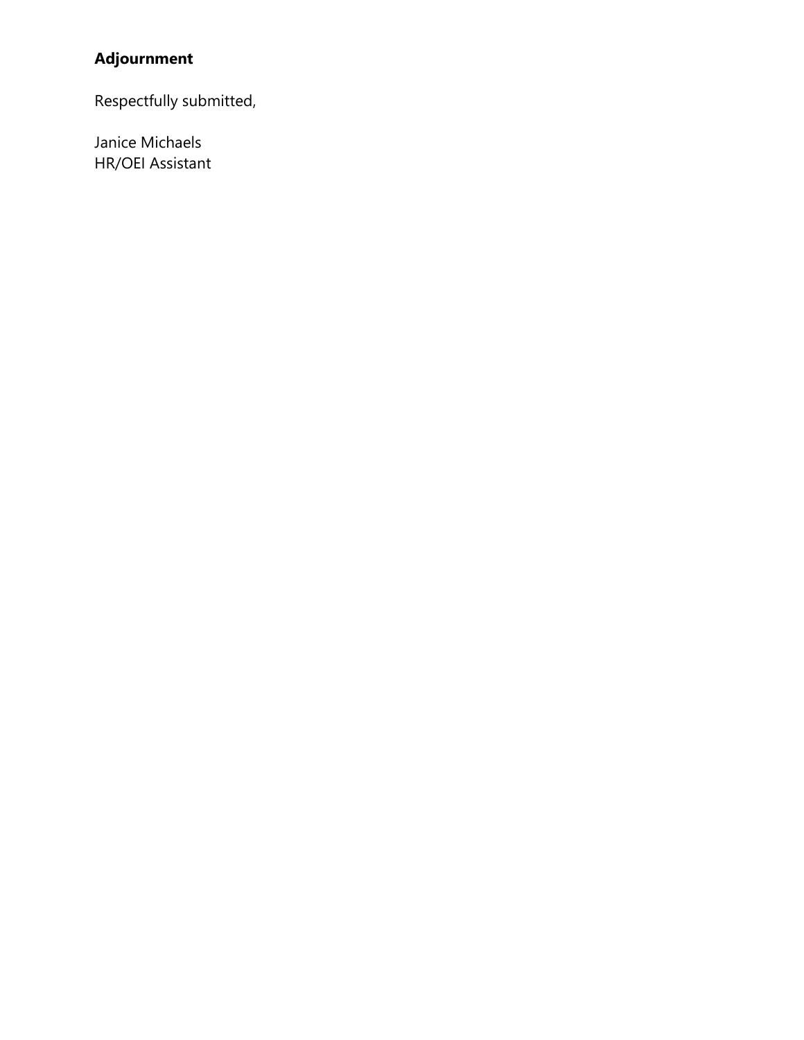**Adjournment**

Respectfully submitted,

Janice Michaels
HR/OEI Assistant